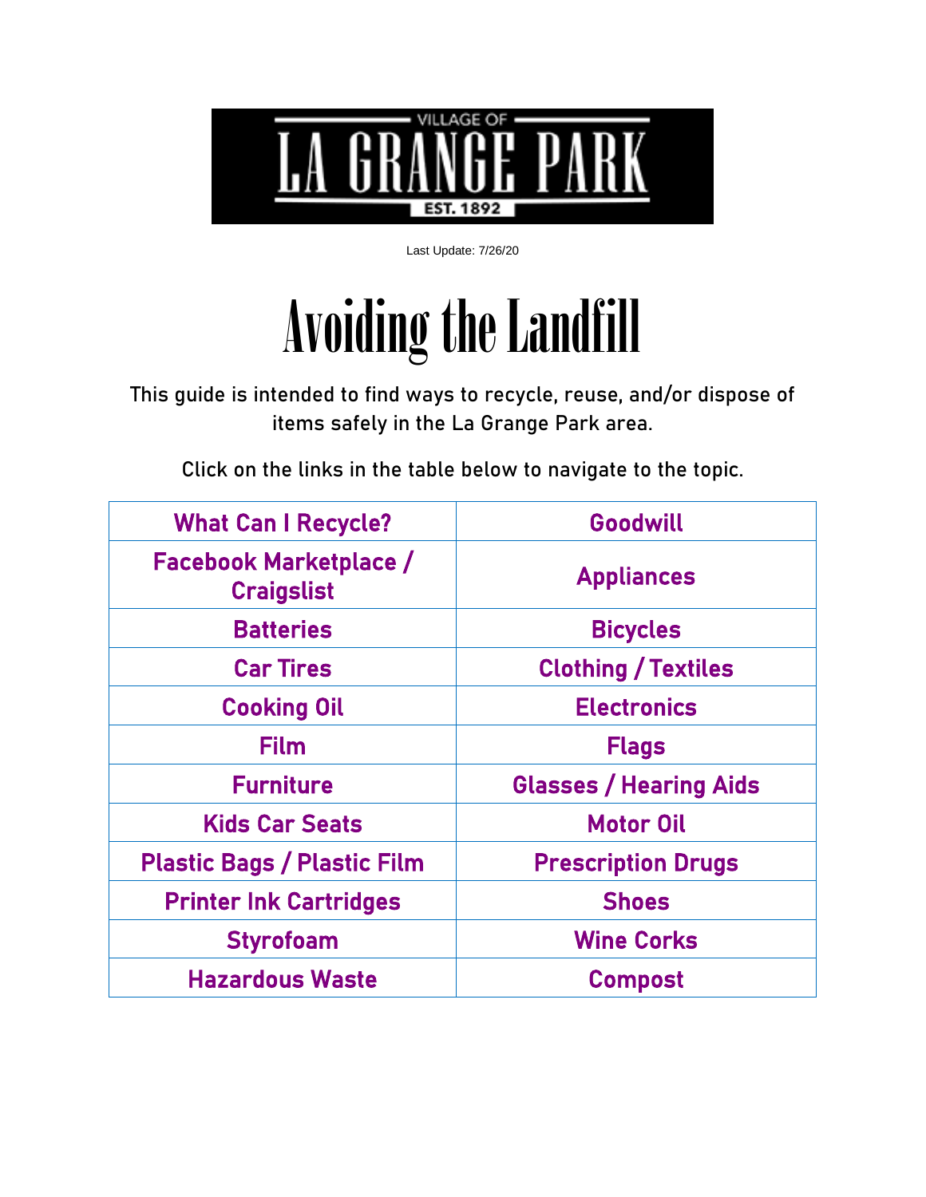VILLAGE OF
LA GRANGE PARK
EST. 1892

Last Update: 7/26/20

# Avoiding the Landfill

This guide is intended to find ways to recycle, reuse, and/or dispose of items safely in the La Grange Park area.

Click on the links in the table below to navigate to the topic.

| | |
|---|---|
| **What Can I Recycle?** | **Goodwill** |
| **Facebook Marketplace / Craigslist** | **Appliances** |
| **Batteries** | **Bicycles** |
| **Car Tires** | **Clothing / Textiles** |
| **Cooking Oil** | **Electronics** |
| **Film** | **Flags** |
| **Furniture** | **Glasses / Hearing Aids** |
| **Kids Car Seats** | **Motor Oil** |
| **Plastic Bags / Plastic Film** | **Prescription Drugs** |
| **Printer Ink Cartridges** | **Shoes** |
| **Styrofoam** | **Wine Corks** |
| **Hazardous Waste** | **Compost** |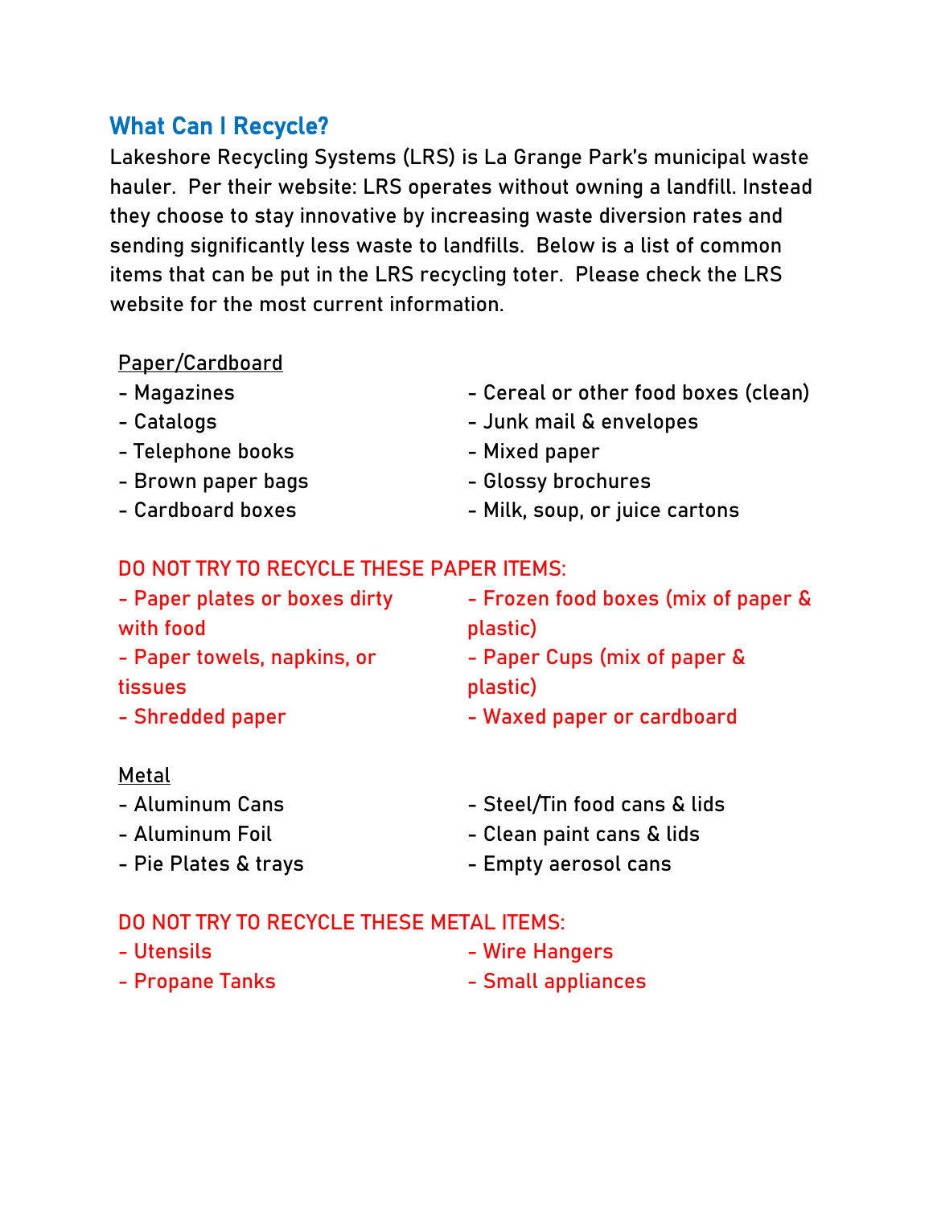## What Can I Recycle?

Lakeshore Recycling Systems (LRS) is La Grange Park's municipal waste hauler. Per their website: LRS operates without owning a landfill. Instead they choose to stay innovative by increasing waste diversion rates and sending significantly less waste to landfills. Below is a list of common items that can be put in the LRS recycling toter. Please check the LRS website for the most current information.

Paper/Cardboard

- Magazines
- Catalogs
- Telephone books
- Brown paper bags
- Cardboard boxes
- Cereal or other food boxes (clean)
- Junk mail & envelopes
- Mixed paper
- Glossy brochures
- Milk, soup, or juice cartons

DO NOT TRY TO RECYCLE THESE PAPER ITEMS:

- Paper plates or boxes dirty with food
- Paper towels, napkins, or tissues
- Shredded paper
- Frozen food boxes (mix of paper & plastic)
- Paper Cups (mix of paper & plastic)
- Waxed paper or cardboard

Metal

- Aluminum Cans
- Aluminum Foil
- Pie Plates & trays
- Steel/Tin food cans & lids
- Clean paint cans & lids
- Empty aerosol cans

DO NOT TRY TO RECYCLE THESE METAL ITEMS:

- Utensils
- Propane Tanks
- Wire Hangers
- Small appliances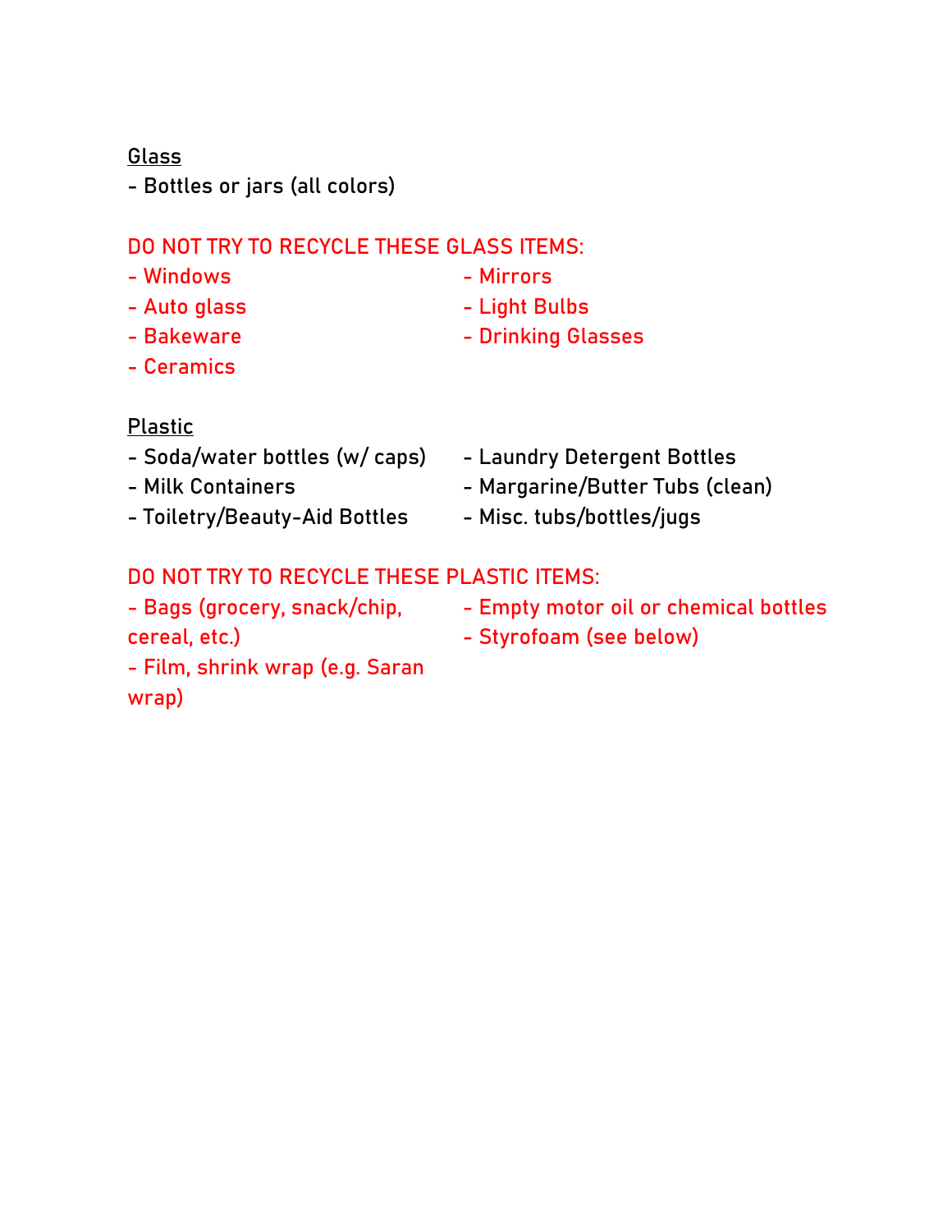<u>Glass</u>

- Bottles or jars (all colors)

DO NOT TRY TO RECYCLE THESE GLASS ITEMS:

- Windows
- Auto glass
- Bakeware
- Ceramics
- Mirrors
- Light Bulbs
- Drinking Glasses

<u>Plastic</u>

- Soda/water bottles (w/ caps)
- Milk Containers
- Toiletry/Beauty-Aid Bottles
- Laundry Detergent Bottles
- Margarine/Butter Tubs (clean)
- Misc. tubs/bottles/jugs

DO NOT TRY TO RECYCLE THESE PLASTIC ITEMS:

- Bags (grocery, snack/chip, cereal, etc.)
- Film, shrink wrap (e.g. Saran wrap)
- Empty motor oil or chemical bottles
- Styrofoam (see below)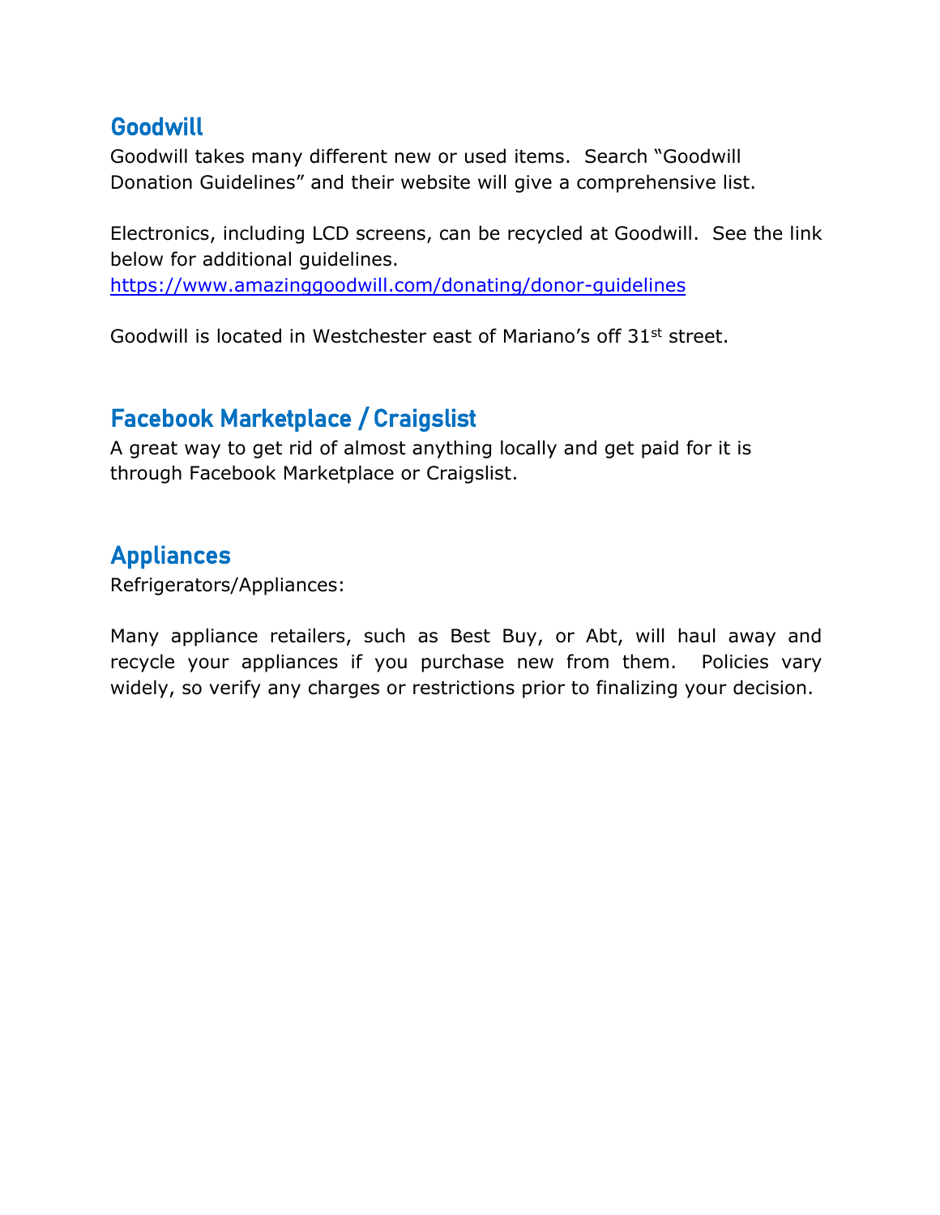## Goodwill

Goodwill takes many different new or used items. Search "Goodwill Donation Guidelines" and their website will give a comprehensive list.

Electronics, including LCD screens, can be recycled at Goodwill. See the link below for additional guidelines.
https://www.amazinggoodwill.com/donating/donor-guidelines

Goodwill is located in Westchester east of Mariano's off 31st street.

## Facebook Marketplace / Craigslist

A great way to get rid of almost anything locally and get paid for it is through Facebook Marketplace or Craigslist.

## Appliances

Refrigerators/Appliances:

Many appliance retailers, such as Best Buy, or Abt, will haul away and recycle your appliances if you purchase new from them. Policies vary widely, so verify any charges or restrictions prior to finalizing your decision.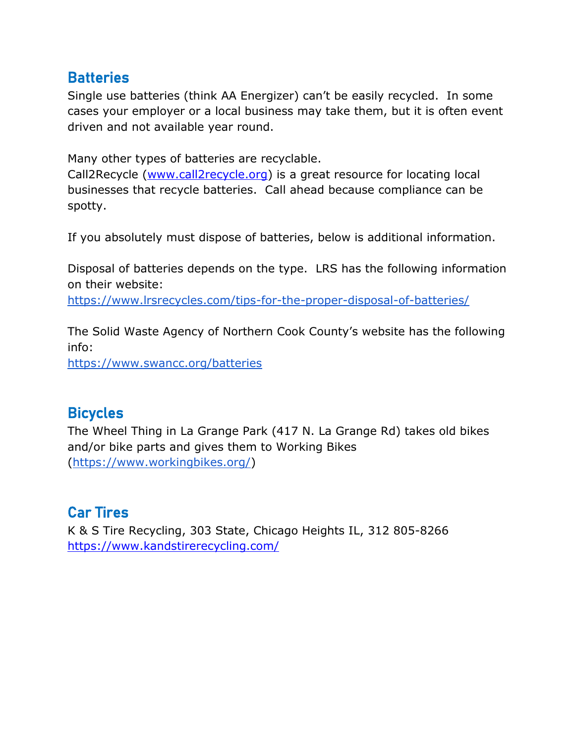## Batteries

Single use batteries (think AA Energizer) can't be easily recycled. In some cases your employer or a local business may take them, but it is often event driven and not available year round.

Many other types of batteries are recyclable.
Call2Recycle (www.call2recycle.org) is a great resource for locating local businesses that recycle batteries. Call ahead because compliance can be spotty.

If you absolutely must dispose of batteries, below is additional information.

Disposal of batteries depends on the type. LRS has the following information on their website:
https://www.lrsrecycles.com/tips-for-the-proper-disposal-of-batteries/

The Solid Waste Agency of Northern Cook County's website has the following info:
https://www.swancc.org/batteries

## Bicycles

The Wheel Thing in La Grange Park (417 N. La Grange Rd) takes old bikes and/or bike parts and gives them to Working Bikes (https://www.workingbikes.org/)

## Car Tires

K & S Tire Recycling, 303 State, Chicago Heights IL, 312 805-8266
https://www.kandstirerecycling.com/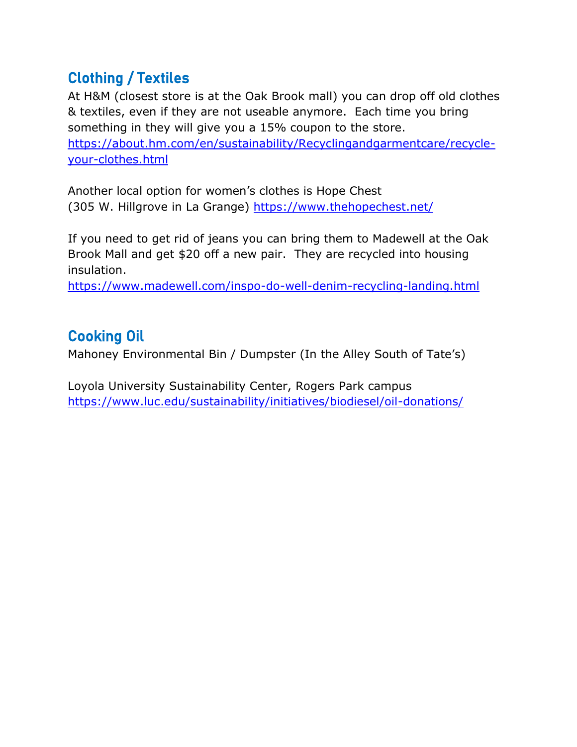## Clothing / Textiles

At H&M (closest store is at the Oak Brook mall) you can drop off old clothes & textiles, even if they are not useable anymore. Each time you bring something in they will give you a 15% coupon to the store. https://about.hm.com/en/sustainability/Recyclingandgarmentcare/recycle-your-clothes.html

Another local option for women's clothes is Hope Chest (305 W. Hillgrove in La Grange) https://www.thehopechest.net/

If you need to get rid of jeans you can bring them to Madewell at the Oak Brook Mall and get $20 off a new pair. They are recycled into housing insulation.
https://www.madewell.com/inspo-do-well-denim-recycling-landing.html

## Cooking Oil

Mahoney Environmental Bin / Dumpster (In the Alley South of Tate's)

Loyola University Sustainability Center, Rogers Park campus
https://www.luc.edu/sustainability/initiatives/biodiesel/oil-donations/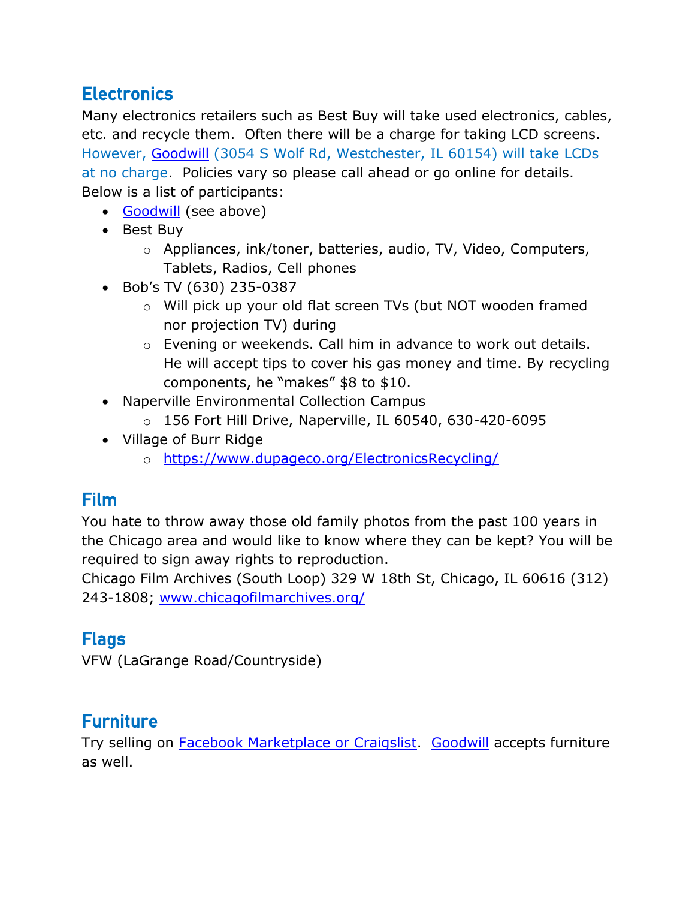## Electronics

Many electronics retailers such as Best Buy will take used electronics, cables, etc. and recycle them. Often there will be a charge for taking LCD screens. However, [Goodwill](#) (3054 S Wolf Rd, Westchester, IL 60154) will take LCDs at no charge. Policies vary so please call ahead or go online for details. Below is a list of participants:

- [Goodwill](#) (see above)
- Best Buy
  - Appliances, ink/toner, batteries, audio, TV, Video, Computers, Tablets, Radios, Cell phones
- Bob's TV (630) 235-0387
  - Will pick up your old flat screen TVs (but NOT wooden framed nor projection TV) during
  - Evening or weekends. Call him in advance to work out details. He will accept tips to cover his gas money and time. By recycling components, he "makes" $8 to $10.
- Naperville Environmental Collection Campus
  - 156 Fort Hill Drive, Naperville, IL 60540, 630-420-6095
- Village of Burr Ridge
  - https://www.dupageco.org/ElectronicsRecycling/

## Film

You hate to throw away those old family photos from the past 100 years in the Chicago area and would like to know where they can be kept? You will be required to sign away rights to reproduction.

Chicago Film Archives (South Loop) 329 W 18th St, Chicago, IL 60616 (312) 243-1808; www.chicagofilmarchives.org/

## Flags

VFW (LaGrange Road/Countryside)

## Furniture

Try selling on [Facebook Marketplace or Craigslist](#). [Goodwill](#) accepts furniture as well.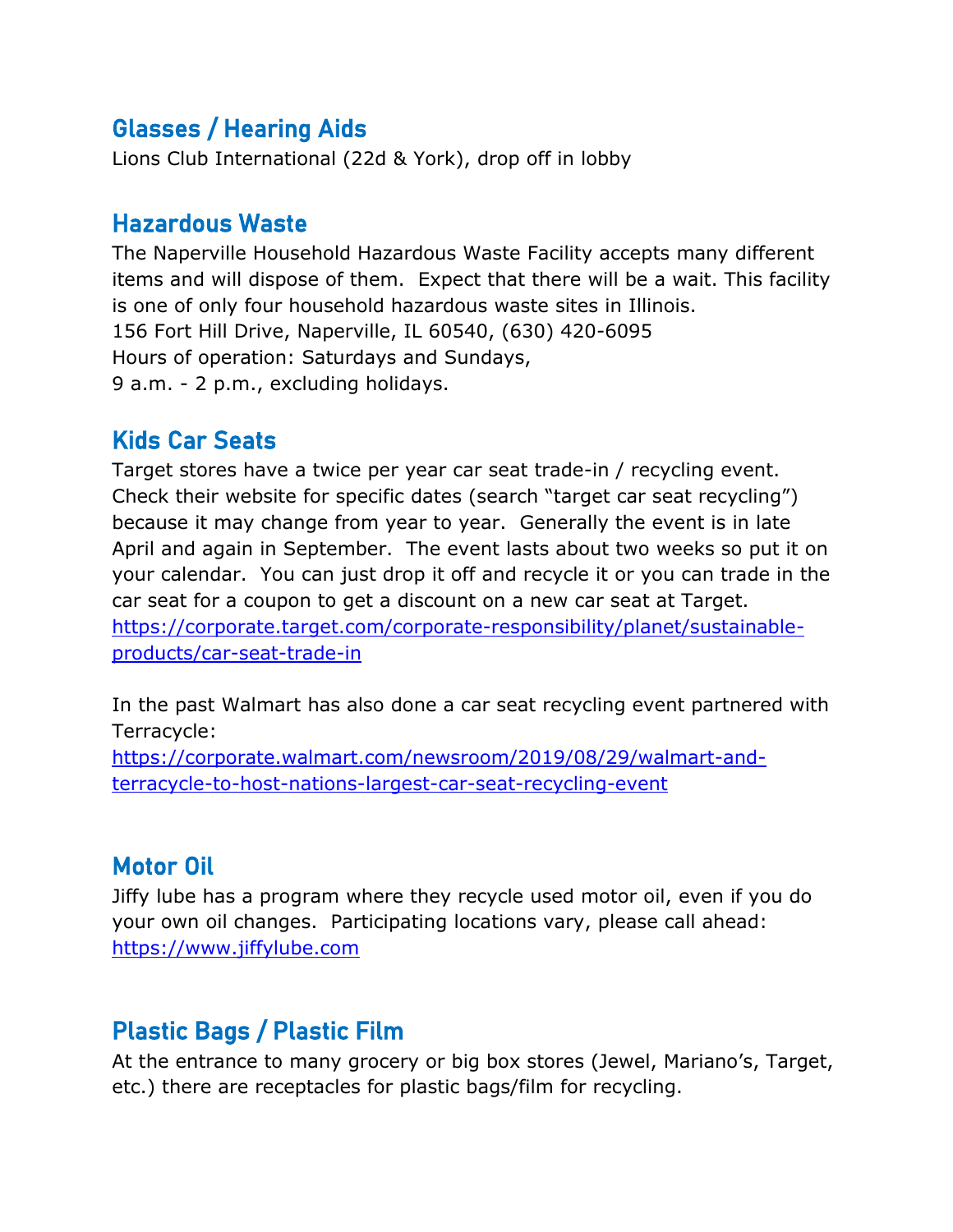## Glasses / Hearing Aids

Lions Club International (22d & York), drop off in lobby

## Hazardous Waste

The Naperville Household Hazardous Waste Facility accepts many different items and will dispose of them. Expect that there will be a wait. This facility is one of only four household hazardous waste sites in Illinois.
156 Fort Hill Drive, Naperville, IL 60540, (630) 420-6095
Hours of operation: Saturdays and Sundays,
9 a.m. - 2 p.m., excluding holidays.

## Kids Car Seats

Target stores have a twice per year car seat trade-in / recycling event. Check their website for specific dates (search "target car seat recycling") because it may change from year to year. Generally the event is in late April and again in September. The event lasts about two weeks so put it on your calendar. You can just drop it off and recycle it or you can trade in the car seat for a coupon to get a discount on a new car seat at Target.
https://corporate.target.com/corporate-responsibility/planet/sustainable-products/car-seat-trade-in

In the past Walmart has also done a car seat recycling event partnered with Terracycle:
https://corporate.walmart.com/newsroom/2019/08/29/walmart-and-terracycle-to-host-nations-largest-car-seat-recycling-event

## Motor Oil

Jiffy lube has a program where they recycle used motor oil, even if you do your own oil changes. Participating locations vary, please call ahead:
https://www.jiffylube.com

## Plastic Bags / Plastic Film

At the entrance to many grocery or big box stores (Jewel, Mariano's, Target, etc.) there are receptacles for plastic bags/film for recycling.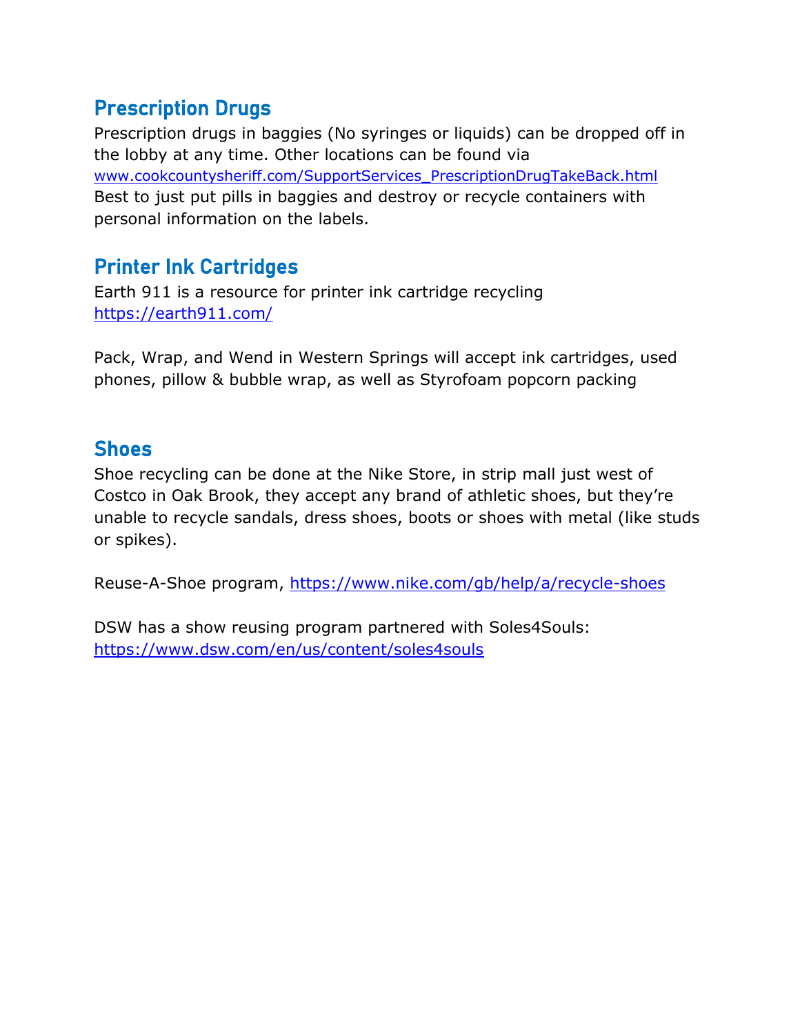## Prescription Drugs

Prescription drugs in baggies (No syringes or liquids) can be dropped off in the lobby at any time. Other locations can be found via www.cookcountysheriff.com/SupportServices_PrescriptionDrugTakeBack.html Best to just put pills in baggies and destroy or recycle containers with personal information on the labels.

## Printer Ink Cartridges

Earth 911 is a resource for printer ink cartridge recycling https://earth911.com/

Pack, Wrap, and Wend in Western Springs will accept ink cartridges, used phones, pillow & bubble wrap, as well as Styrofoam popcorn packing

## Shoes

Shoe recycling can be done at the Nike Store, in strip mall just west of Costco in Oak Brook, they accept any brand of athletic shoes, but they're unable to recycle sandals, dress shoes, boots or shoes with metal (like studs or spikes).

Reuse-A-Shoe program, https://www.nike.com/gb/help/a/recycle-shoes

DSW has a show reusing program partnered with Soles4Souls: https://www.dsw.com/en/us/content/soles4souls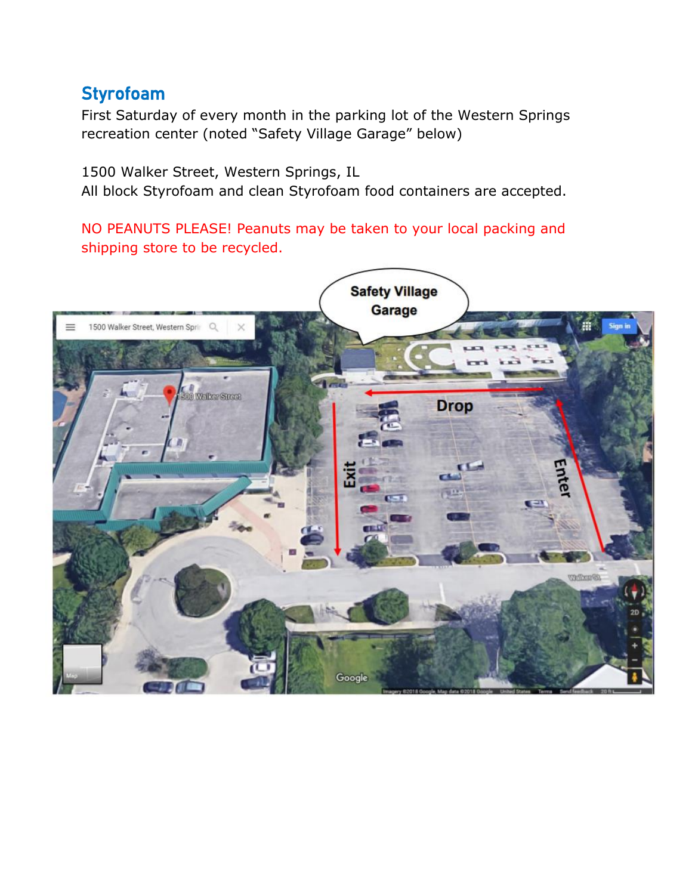## Styrofoam

First Saturday of every month in the parking lot of the Western Springs recreation center (noted "Safety Village Garage" below)

1500 Walker Street, Western Springs, IL
All block Styrofoam and clean Styrofoam food containers are accepted.

NO PEANUTS PLEASE! Peanuts may be taken to your local packing and shipping store to be recycled.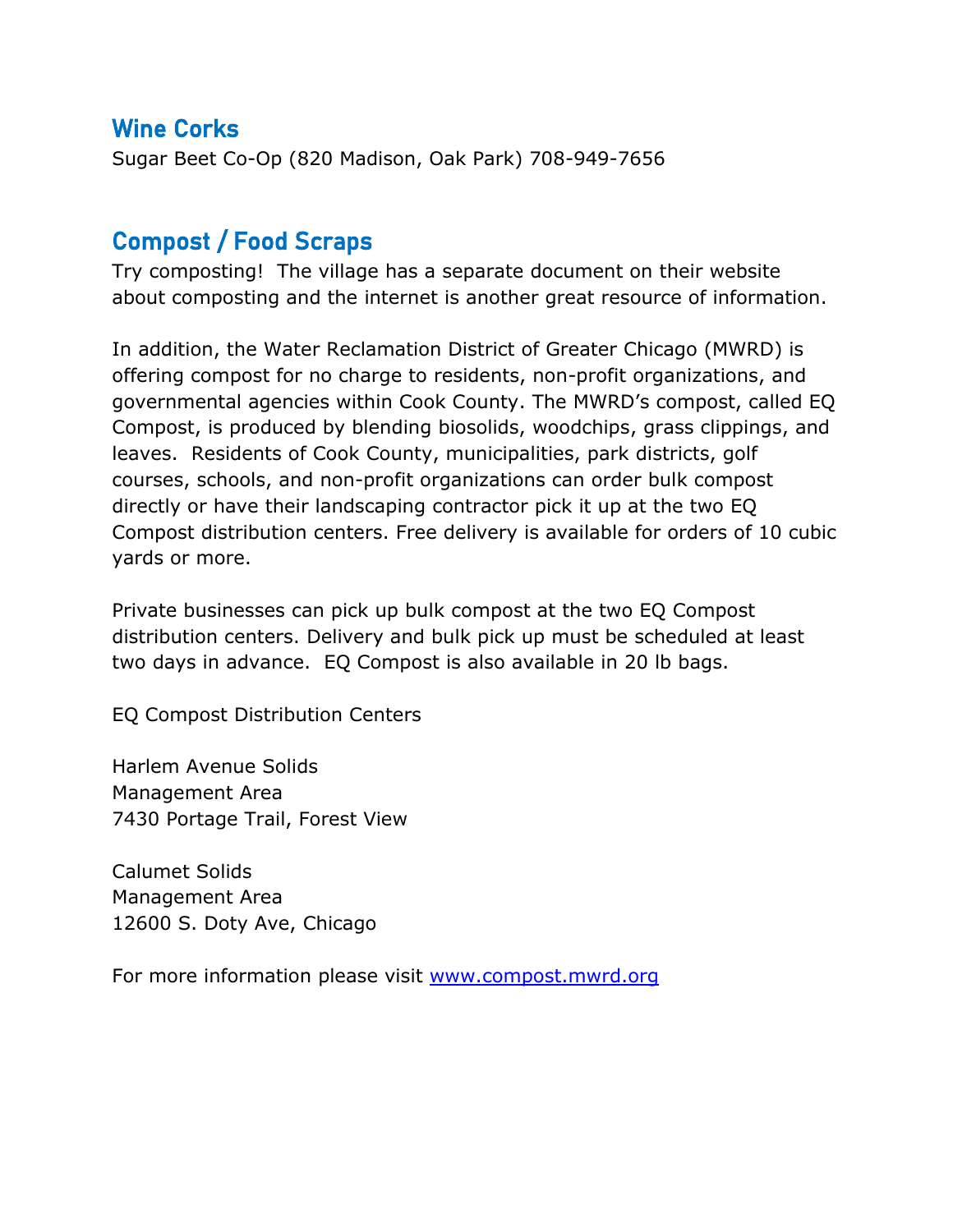## Wine Corks

Sugar Beet Co-Op (820 Madison, Oak Park) 708-949-7656

## Compost / Food Scraps

Try composting! The village has a separate document on their website about composting and the internet is another great resource of information.

In addition, the Water Reclamation District of Greater Chicago (MWRD) is offering compost for no charge to residents, non-profit organizations, and governmental agencies within Cook County. The MWRD's compost, called EQ Compost, is produced by blending biosolids, woodchips, grass clippings, and leaves. Residents of Cook County, municipalities, park districts, golf courses, schools, and non-profit organizations can order bulk compost directly or have their landscaping contractor pick it up at the two EQ Compost distribution centers. Free delivery is available for orders of 10 cubic yards or more.

Private businesses can pick up bulk compost at the two EQ Compost distribution centers. Delivery and bulk pick up must be scheduled at least two days in advance. EQ Compost is also available in 20 lb bags.

EQ Compost Distribution Centers

Harlem Avenue Solids
Management Area
7430 Portage Trail, Forest View

Calumet Solids
Management Area
12600 S. Doty Ave, Chicago

For more information please visit [www.compost.mwrd.org](http://www.compost.mwrd.org)